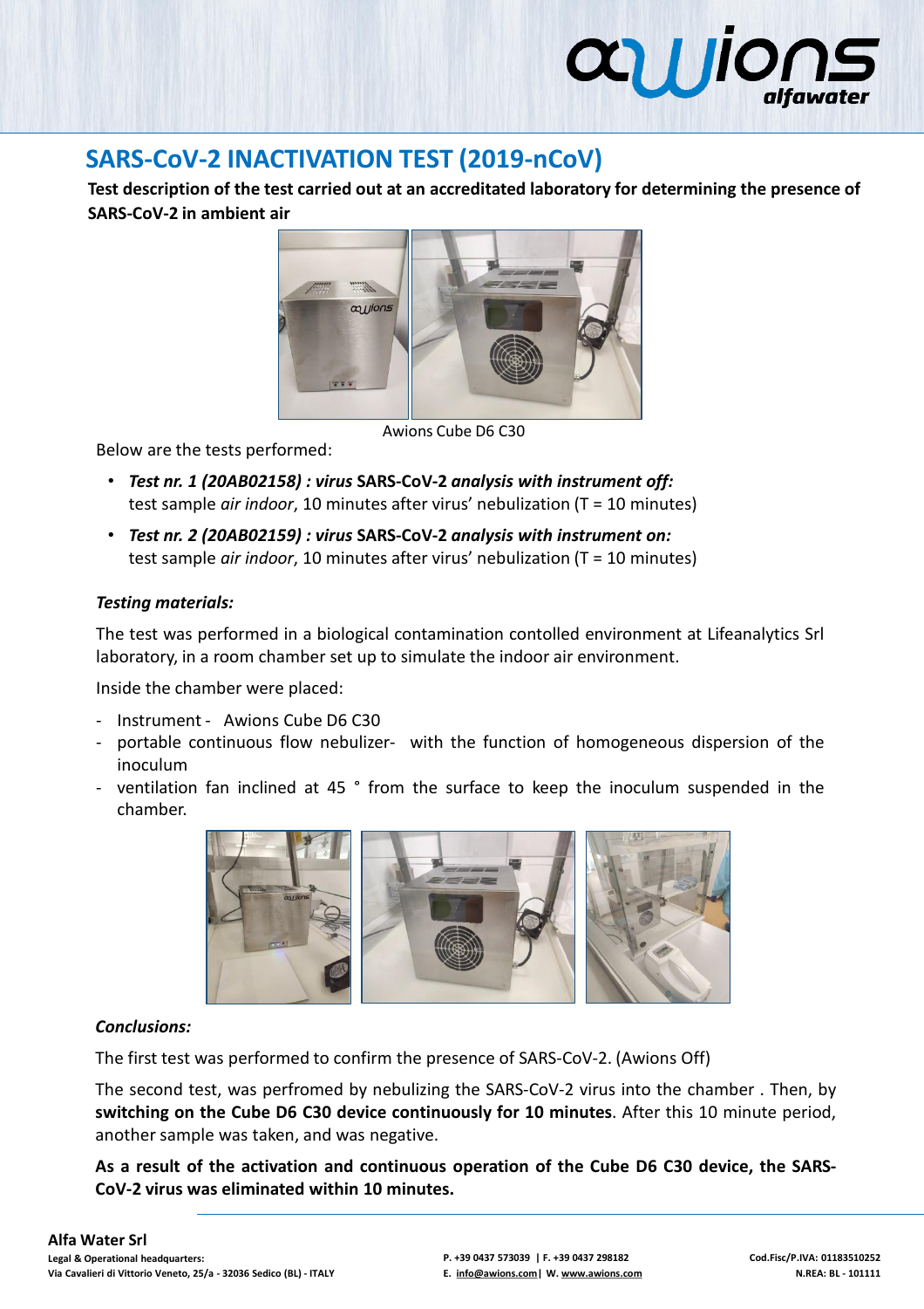# SARS-CoV-2 INACTIVATION TEST (2019-nCoV)

**Test description of the test carried out at an accreditated laboratory for determining the presence of SARS-CoV-2 in ambient air**

Awions Cube D6 C30

Below are the tests performed:

- ***Test nr. 1 (20AB02158) : virus* SARS-CoV-2 *analysis with instrument off:***
  test sample *air indoor*, 10 minutes after virus' nebulization (T = 10 minutes)
- ***Test nr. 2 (20AB02159) : virus* SARS-CoV-2 *analysis with instrument on:***
  test sample *air indoor*, 10 minutes after virus' nebulization (T = 10 minutes)

***Testing materials:***

The test was performed in a biological contamination contolled environment at Lifeanalytics Srl laboratory, in a room chamber set up to simulate the indoor air environment.

Inside the chamber were placed:

- Instrument - Awions Cube D6 C30
- portable continuous flow nebulizer- with the function of homogeneous dispersion of the inoculum
- ventilation fan inclined at 45 ° from the surface to keep the inoculum suspended in the chamber.

***Conclusions:***

The first test was performed to confirm the presence of SARS-CoV-2. (Awions Off)

The second test, was perfromed by nebulizing the SARS-CoV-2 virus into the chamber . Then, by **switching on the Cube D6 C30 device continuously for 10 minutes**. After this 10 minute period, another sample was taken, and was negative.

**As a result of the activation and continuous operation of the Cube D6 C30 device, the SARS-CoV-2 virus was eliminated within 10 minutes.**

**Alfa Water Srl**
**Legal & Operational headquarters:**
**Via Cavalieri di Vittorio Veneto, 25/a - 32036 Sedico (BL) - ITALY**

**P. +39 0437 573039 | F. +39 0437 298182**
**E. info@awions.com | W. www.awions.com**

**Cod.Fisc/P.IVA: 01183510252**
**N.REA: BL - 101111**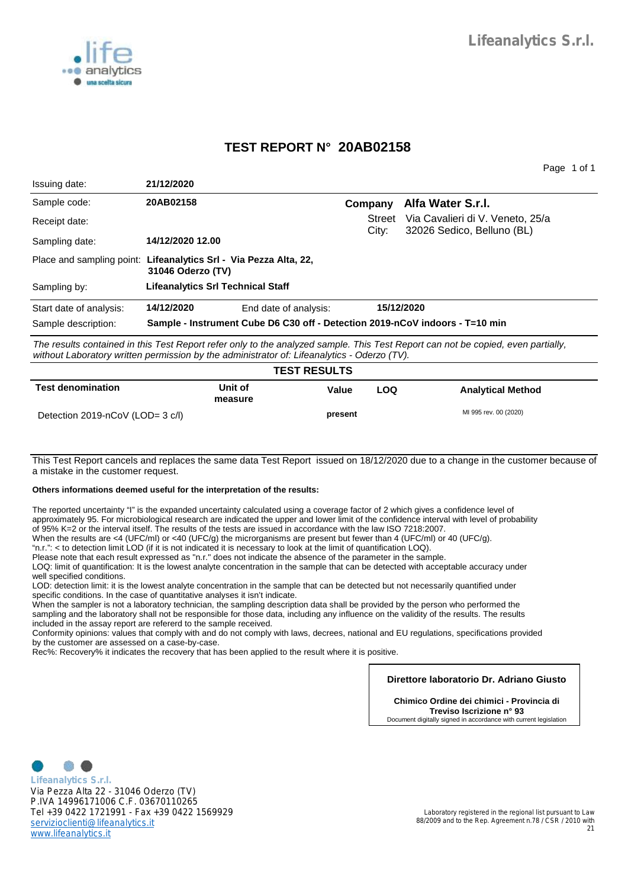Lifeanalytics S.r.l.

# TEST REPORT N° 20AB02158

| | | | |
|---|---|---|---|
| Issuing date: | **21/12/2020** | | |
| Sample code: | **20AB02158** | **Company** | **Alfa Water S.r.l.** |
| Receipt date: | | Street City: | Via Cavalieri di V. Veneto, 25/a 32026 Sedico, Belluno (BL) |
| Sampling date: | **14/12/2020 12.00** | | |
| Place and sampling point: | **Lifeanalytics Srl - Via Pezza Alta, 22, 31046 Oderzo (TV)** | | |
| Sampling by: | **Lifeanalytics Srl Technical Staff** | | |
| Start date of analysis: | **14/12/2020** | End date of analysis: | **15/12/2020** |
| Sample description: | **Sample - Instrument Cube D6 C30 off - Detection 2019-nCoV indoors - T=10 min** | | |

*The results contained in this Test Report refer only to the analyzed sample. This Test Report can not be copied, even partially, without Laboratory written permission by the administrator of: Lifeanalytics - Oderzo (TV).*

## TEST RESULTS

| Test denomination | Unit of measure | Value | LOQ | Analytical Method |
|---|---|---|---|---|
| Detection 2019-nCoV (LOD= 3 c/l) | | **present** | | MI 995 rev. 00 (2020) |

This Test Report cancels and replaces the same data Test Report issued on 18/12/2020 due to a change in the customer because of a mistake in the customer request.

**Others informations deemed useful for the interpretation of the results:**

The reported uncertainty "I" is the expanded uncertainty calculated using a coverage factor of 2 which gives a confidence level of approximately 95. For microbiological research are indicated the upper and lower limit of the confidence interval with level of probability of 95% K=2 or the interval itself. The results of the tests are issued in accordance with the law ISO 7218:2007.
When the results are <4 (UFC/ml) or <40 (UFC/g) the microrganisms are present but fewer than 4 (UFC/ml) or 40 (UFC/g).
"n.r.": < to detection limit LOD (if it is not indicated it is necessary to look at the limit of quantification LOQ).
Please note that each result expressed as "n.r." does not indicate the absence of the parameter in the sample.
LOQ: limit of quantification: It is the lowest analyte concentration in the sample that can be detected with acceptable accuracy under well specified conditions.
LOD: detection limit: it is the lowest analyte concentration in the sample that can be detected but not necessarily quantified under specific conditions. In the case of quantitative analyses it isn't indicate.
When the sampler is not a laboratory technician, the sampling description data shall be provided by the person who performed the sampling and the laboratory shall not be responsible for those data, including any influence on the validity of the results. The results included in the assay report are refererd to the sample received.
Conformity opinions: values that comply with and do not comply with laws, decrees, national and EU regulations, specifications provided by the customer are assessed on a case-by-case.
Rec%: Recovery% it indicates the recovery that has been applied to the result where it is positive.

**Direttore laboratorio Dr. Adriano Giusto**

**Chimico Ordine dei chimici - Provincia di Treviso Iscrizione n° 93**
Document digitally signed in accordance with current legislation

**Lifeanalytics S.r.l.**
Via Pezza Alta 22 - 31046 Oderzo (TV)
P.IVA 14996171006 C.F. 03670110265
Tel +39 0422 1721991 - Fax +39 0422 1569929
serviziocIienti@lifeanalytics.it
www.lifeanalytics.it

Laboratory registered in the regional list pursuant to Law 88/2009 and to the Rep. Agreement n.78 / CSR / 2010 with 21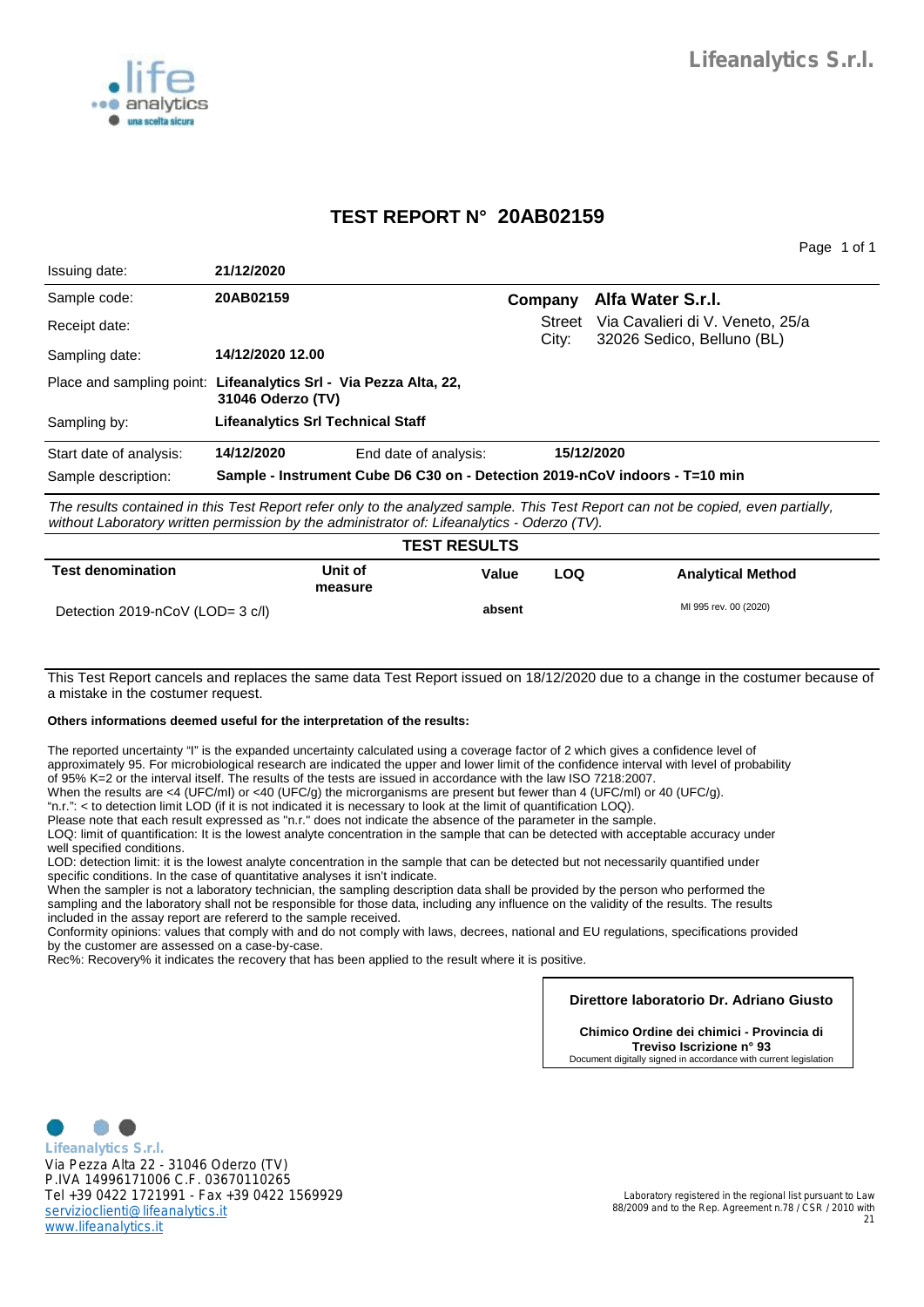Lifeanalytics S.r.l.

# TEST REPORT N° 20AB02159

| | | | |
|---|---|---|---|
| Issuing date: | **21/12/2020** | | |
| Sample code: | **20AB02159** | **Company** | **Alfa Water S.r.l.** |
| Receipt date: | | Street City: | Via Cavalieri di V. Veneto, 25/a 32026 Sedico, Belluno (BL) |
| Sampling date: | **14/12/2020 12.00** | | |
| Place and sampling point: | **Lifeanalytics Srl - Via Pezza Alta, 22, 31046 Oderzo (TV)** | | |
| Sampling by: | **Lifeanalytics Srl Technical Staff** | | |
| Start date of analysis: | **14/12/2020** | End date of analysis: | **15/12/2020** |
| Sample description: | **Sample - Instrument Cube D6 C30 on - Detection 2019-nCoV indoors - T=10 min** | | |

*The results contained in this Test Report refer only to the analyzed sample. This Test Report can not be copied, even partially, without Laboratory written permission by the administrator of: Lifeanalytics - Oderzo (TV).*

## TEST RESULTS

| Test denomination | Unit of measure | Value | LOQ | Analytical Method |
|---|---|---|---|---|
| Detection 2019-nCoV (LOD= 3 c/l) | | **absent** | | MI 995 rev. 00 (2020) |

This Test Report cancels and replaces the same data Test Report issued on 18/12/2020 due to a change in the costumer because of a mistake in the costumer request.

**Others informations deemed useful for the interpretation of the results:**

The reported uncertainty "I" is the expanded uncertainty calculated using a coverage factor of 2 which gives a confidence level of approximately 95. For microbiological research are indicated the upper and lower limit of the confidence interval with level of probability of 95% K=2 or the interval itself. The results of the tests are issued in accordance with the law ISO 7218:2007.
When the results are <4 (UFC/ml) or <40 (UFC/g) the microrganisms are present but fewer than 4 (UFC/ml) or 40 (UFC/g).
"n.r.": < to detection limit LOD (if it is not indicated it is necessary to look at the limit of quantification LOQ).
Please note that each result expressed as "n.r." does not indicate the absence of the parameter in the sample.
LOQ: limit of quantification: It is the lowest analyte concentration in the sample that can be detected with acceptable accuracy under well specified conditions.
LOD: detection limit: it is the lowest analyte concentration in the sample that can be detected but not necessarily quantified under specific conditions. In the case of quantitative analyses it isn't indicate.
When the sampler is not a laboratory technician, the sampling description data shall be provided by the person who performed the sampling and the laboratory shall not be responsible for those data, including any influence on the validity of the results. The results included in the assay report are refererd to the sample received.
Conformity opinions: values that comply with and do not comply with laws, decrees, national and EU regulations, specifications provided by the customer are assessed on a case-by-case.
Rec%: Recovery% it indicates the recovery that has been applied to the result where it is positive.

**Direttore laboratorio Dr. Adriano Giusto**

**Chimico Ordine dei chimici - Provincia di Treviso Iscrizione n° 93**
Document digitally signed in accordance with current legislation

**Lifeanalytics S.r.l.**
Via Pezza Alta 22 - 31046 Oderzo (TV)
P.IVA 14996171006 C.F. 03670110265
Tel +39 0422 1721991 - Fax +39 0422 1569929
servizioclienti@lifeanalytics.it
www.lifeanalytics.it

Laboratory registered in the regional list pursuant to Law 88/2009 and to the Rep. Agreement n.78 / CSR / 2010 with 21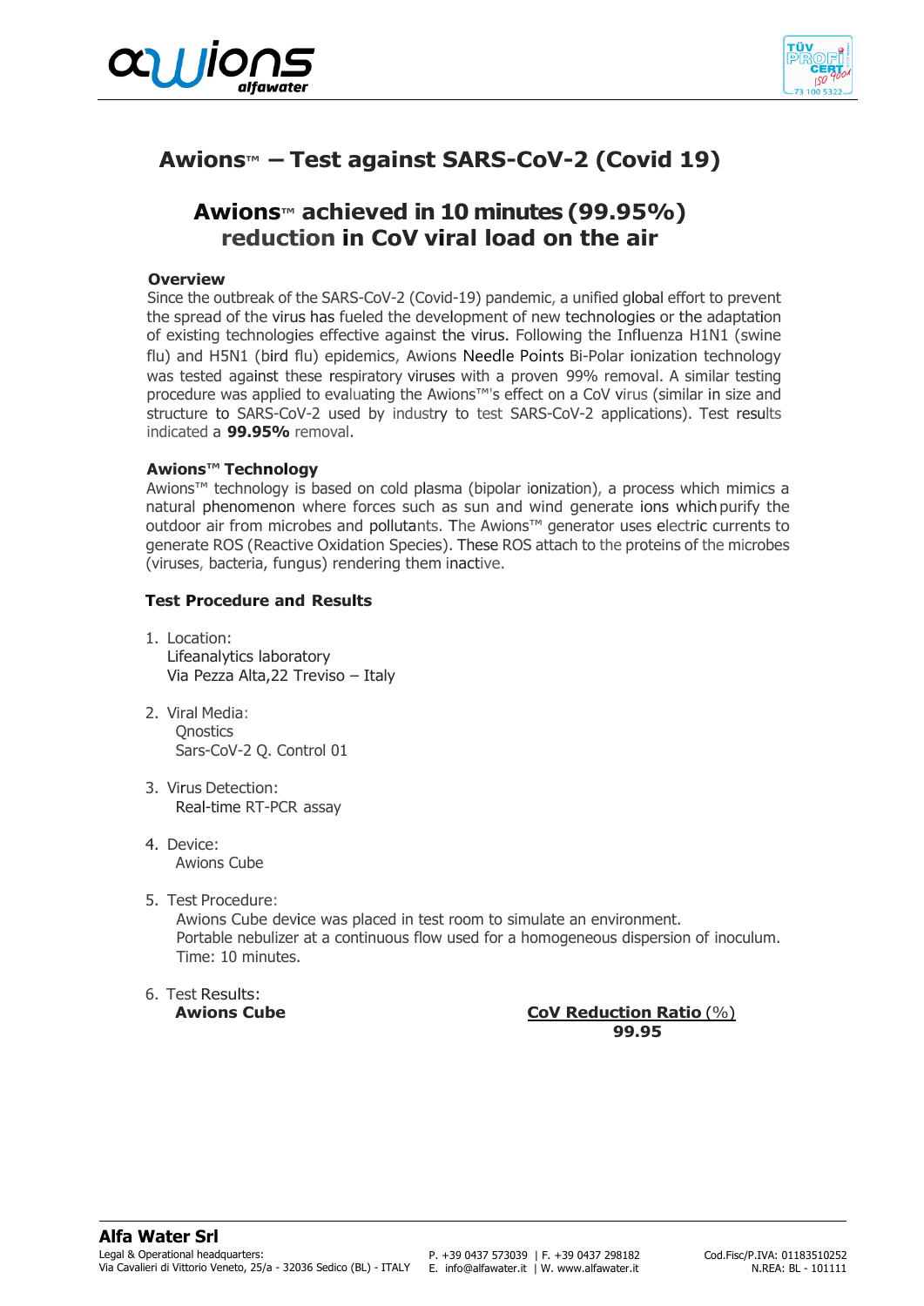# Awions™ – Test against SARS-CoV-2 (Covid 19)

## Awions™ achieved in 10 minutes (99.95%) reduction in CoV viral load on the air

### Overview

Since the outbreak of the SARS-CoV-2 (Covid-19) pandemic, a unified global effort to prevent the spread of the virus has fueled the development of new technologies or the adaptation of existing technologies effective against the virus. Following the Influenza H1N1 (swine flu) and H5N1 (bird flu) epidemics, Awions Needle Points Bi-Polar ionization technology was tested against these respiratory viruses with a proven 99% removal. A similar testing procedure was applied to evaluating the Awions™'s effect on a CoV virus (similar in size and structure to SARS-CoV-2 used by industry to test SARS-CoV-2 applications). Test results indicated a **99.95%** removal.

### Awions™ Technology

Awions™ technology is based on cold plasma (bipolar ionization), a process which mimics a natural phenomenon where forces such as sun and wind generate ions which purify the outdoor air from microbes and pollutants. The Awions™ generator uses electric currents to generate ROS (Reactive Oxidation Species). These ROS attach to the proteins of the microbes (viruses, bacteria, fungus) rendering them inactive.

### Test Procedure and Results

1. Location:
   Lifeanalytics laboratory
   Via Pezza Alta,22 Treviso – Italy

2. Viral Media:
   Qnostics
   Sars-CoV-2 Q. Control 01

3. Virus Detection:
   Real-time RT-PCR assay

4. Device:
   Awions Cube

5. Test Procedure:
   Awions Cube device was placed in test room to simulate an environment.
   Portable nebulizer at a continuous flow used for a homogeneous dispersion of inoculum.
   Time: 10 minutes.

6. Test Results:

| **Awions Cube** | **CoV Reduction Ratio** (%) |
| --- | --- |
| | **99.95** |

**Alfa Water Srl**
Legal & Operational headquarters:
Via Cavalieri di Vittorio Veneto, 25/a - 32036 Sedico (BL) - ITALY

P. +39 0437 573039 | F. +39 0437 298182
E. info@alfawater.it | W. www.alfawater.it

Cod.Fisc/P.IVA: 01183510252
N.REA: BL - 101111